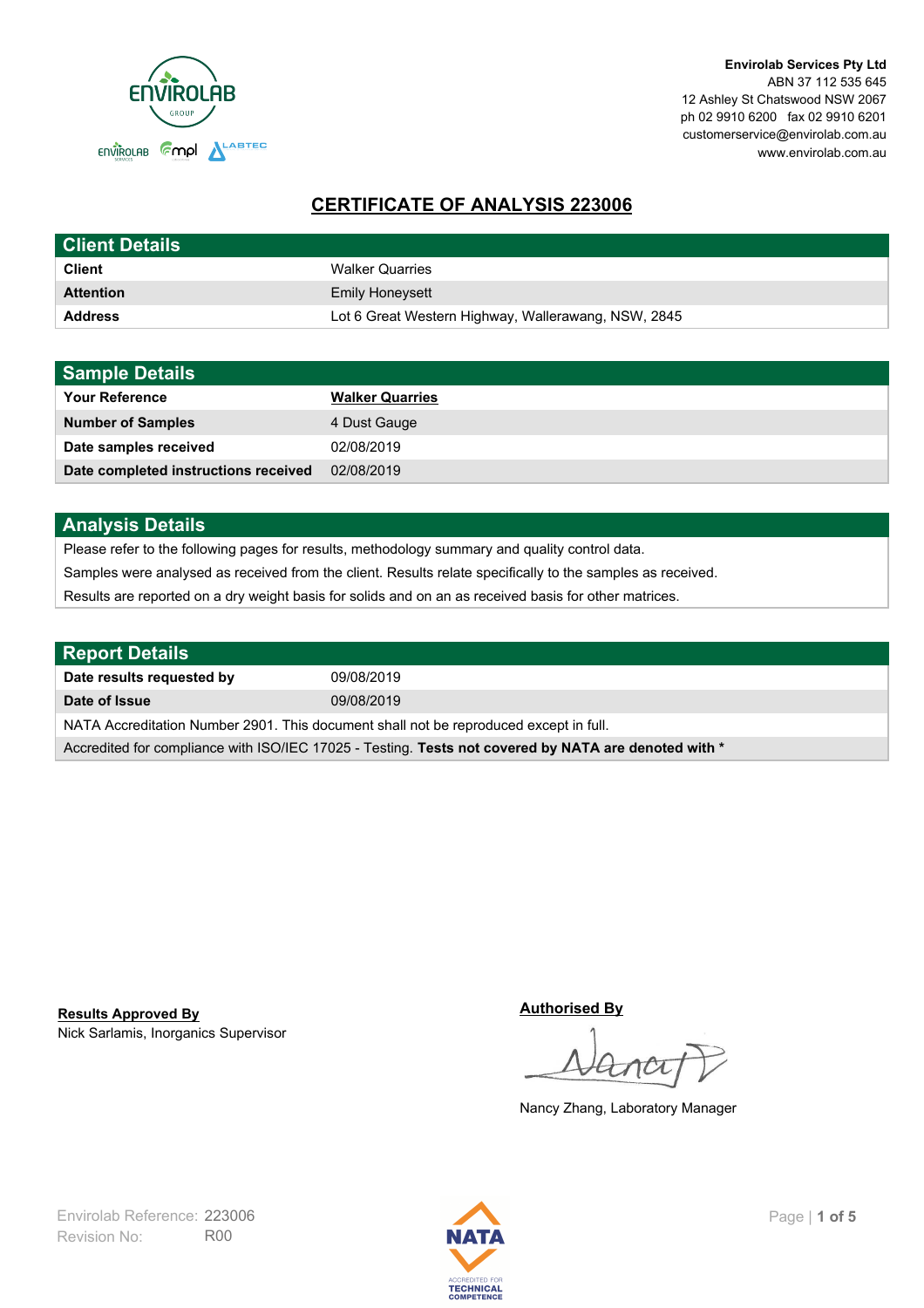**Envirolab Services Pty Ltd**
ABN 37 112 535 645
12 Ashley St Chatswood NSW 2067
ph 02 9910 6200 fax 02 9910 6201
customerservice@envirolab.com.au
www.envirolab.com.au

# CERTIFICATE OF ANALYSIS 223006

| Client Details | |
|---|---|
| **Client** | Walker Quarries |
| **Attention** | Emily Honeysett |
| **Address** | Lot 6 Great Western Highway, Wallerawang, NSW, 2845 |

| Sample Details | |
|---|---|
| **Your Reference** | **Walker Quarries** |
| **Number of Samples** | 4 Dust Gauge |
| **Date samples received** | 02/08/2019 |
| **Date completed instructions received** | 02/08/2019 |

## Analysis Details

Please refer to the following pages for results, methodology summary and quality control data.

Samples were analysed as received from the client. Results relate specifically to the samples as received.

Results are reported on a dry weight basis for solids and on an as received basis for other matrices.

| Report Details | |
|---|---|
| **Date results requested by** | 09/08/2019 |
| **Date of Issue** | 09/08/2019 |

NATA Accreditation Number 2901. This document shall not be reproduced except in full.

Accredited for compliance with ISO/IEC 17025 - Testing. **Tests not covered by NATA are denoted with ***

**Results Approved By**
Nick Sarlamis, Inorganics Supervisor

**Authorised By**
Nancy Zhang, Laboratory Manager

Envirolab Reference: 223006
Revision No: R00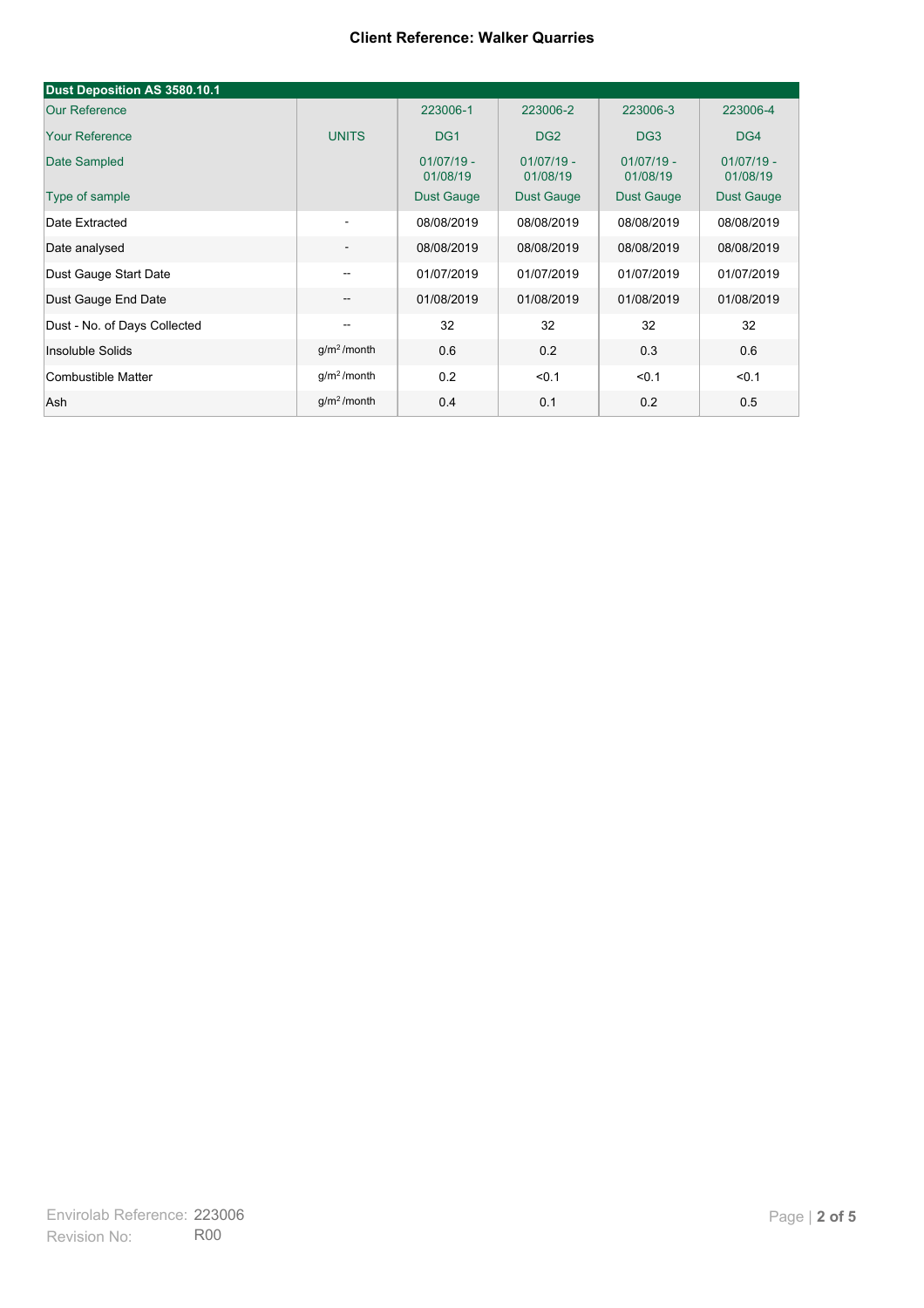**Client Reference: Walker Quarries**

| Dust Deposition AS 3580.10.1 | | | | | |
|---|---|---|---|---|---|
| Our Reference | | 223006-1 | 223006-2 | 223006-3 | 223006-4 |
| Your Reference | UNITS | DG1 | DG2 | DG3 | DG4 |
| Date Sampled | | 01/07/19 - 01/08/19 | 01/07/19 - 01/08/19 | 01/07/19 - 01/08/19 | 01/07/19 - 01/08/19 |
| Type of sample | | Dust Gauge | Dust Gauge | Dust Gauge | Dust Gauge |
| Date Extracted | - | 08/08/2019 | 08/08/2019 | 08/08/2019 | 08/08/2019 |
| Date analysed | - | 08/08/2019 | 08/08/2019 | 08/08/2019 | 08/08/2019 |
| Dust Gauge Start Date | -- | 01/07/2019 | 01/07/2019 | 01/07/2019 | 01/07/2019 |
| Dust Gauge End Date | -- | 01/08/2019 | 01/08/2019 | 01/08/2019 | 01/08/2019 |
| Dust - No. of Days Collected | -- | 32 | 32 | 32 | 32 |
| Insoluble Solids | $g/m^2$/month | 0.6 | 0.2 | 0.3 | 0.6 |
| Combustible Matter | $g/m^2$/month | 0.2 | <0.1 | <0.1 | <0.1 |
| Ash | $g/m^2$/month | 0.4 | 0.1 | 0.2 | 0.5 |

Envirolab Reference: 223006
Revision No: R00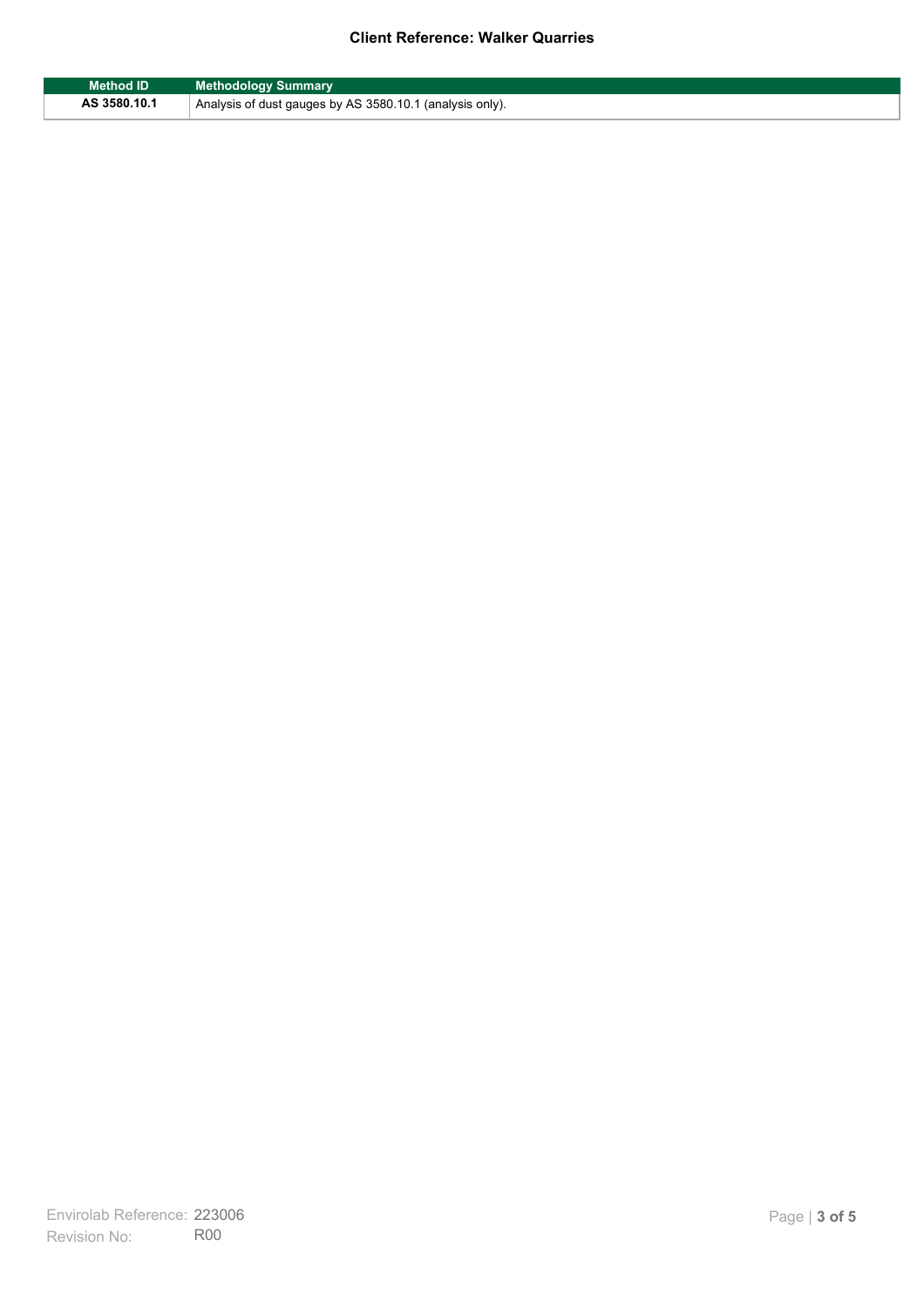| Method ID | Methodology Summary |
|---|---|
| **AS 3580.10.1** | Analysis of dust gauges by AS 3580.10.1 (analysis only). |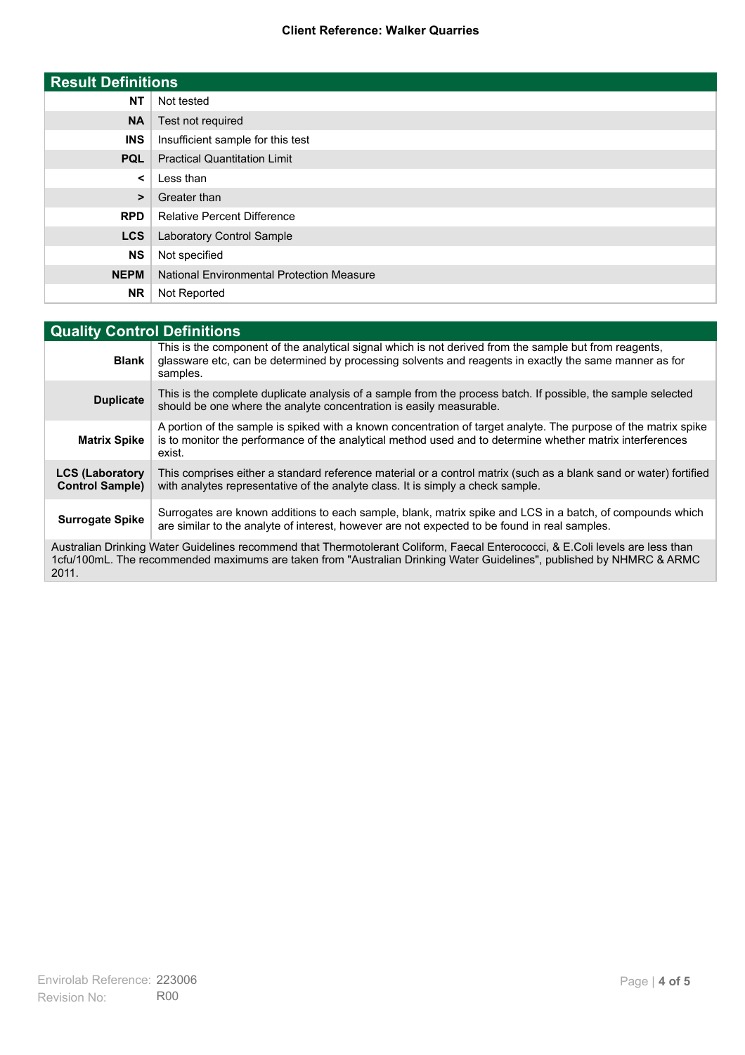| Result Definitions | |
|---|---|
| **NT** | Not tested |
| **NA** | Test not required |
| **INS** | Insufficient sample for this test |
| **PQL** | Practical Quantitation Limit |
| **<** | Less than |
| **>** | Greater than |
| **RPD** | Relative Percent Difference |
| **LCS** | Laboratory Control Sample |
| **NS** | Not specified |
| **NEPM** | National Environmental Protection Measure |
| **NR** | Not Reported |

| Quality Control Definitions | |
|---|---|
| **Blank** | This is the component of the analytical signal which is not derived from the sample but from reagents, glassware etc, can be determined by processing solvents and reagents in exactly the same manner as for samples. |
| **Duplicate** | This is the complete duplicate analysis of a sample from the process batch. If possible, the sample selected should be one where the analyte concentration is easily measurable. |
| **Matrix Spike** | A portion of the sample is spiked with a known concentration of target analyte. The purpose of the matrix spike is to monitor the performance of the analytical method used and to determine whether matrix interferences exist. |
| **LCS (Laboratory Control Sample)** | This comprises either a standard reference material or a control matrix (such as a blank sand or water) fortified with analytes representative of the analyte class. It is simply a check sample. |
| **Surrogate Spike** | Surrogates are known additions to each sample, blank, matrix spike and LCS in a batch, of compounds which are similar to the analyte of interest, however are not expected to be found in real samples. |

Australian Drinking Water Guidelines recommend that Thermotolerant Coliform, Faecal Enterococci, & E.Coli levels are less than 1cfu/100mL. The recommended maximums are taken from "Australian Drinking Water Guidelines", published by NHMRC & ARMC 2011.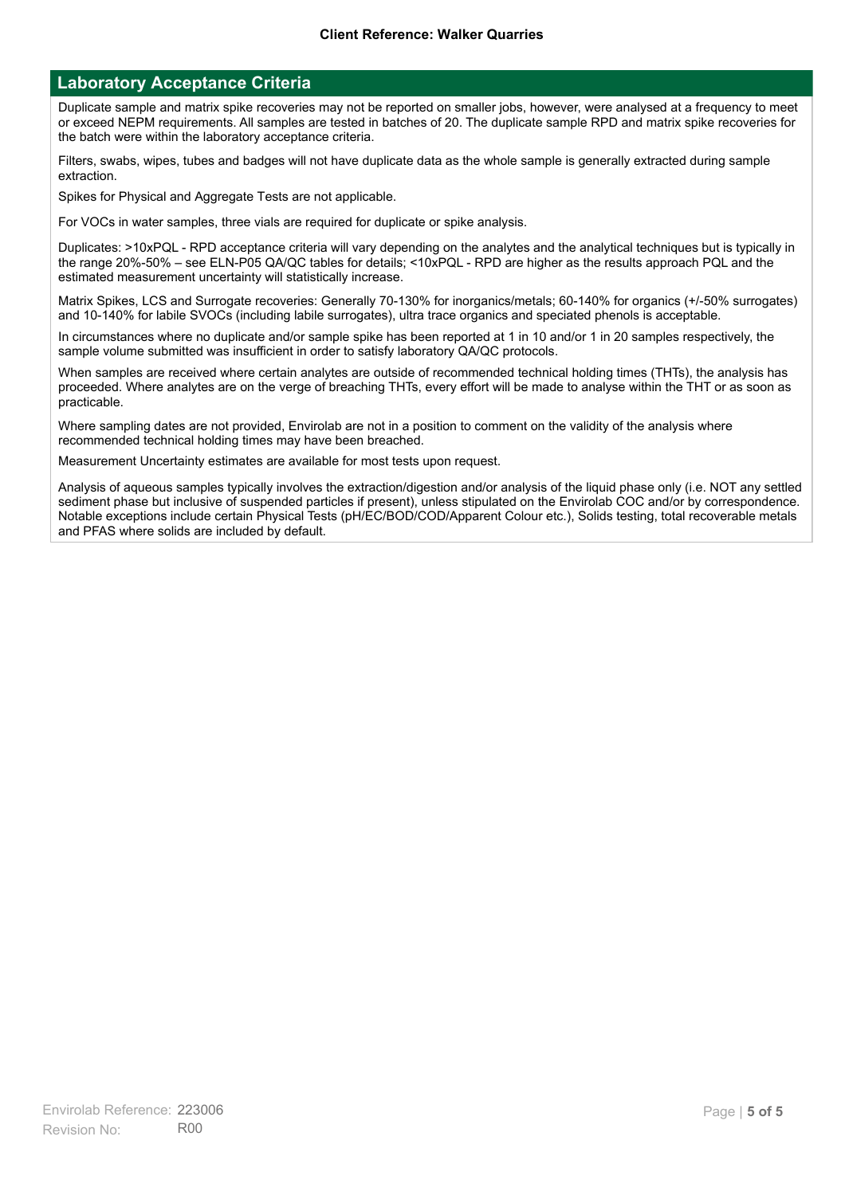## Laboratory Acceptance Criteria

Duplicate sample and matrix spike recoveries may not be reported on smaller jobs, however, were analysed at a frequency to meet or exceed NEPM requirements. All samples are tested in batches of 20. The duplicate sample RPD and matrix spike recoveries for the batch were within the laboratory acceptance criteria.

Filters, swabs, wipes, tubes and badges will not have duplicate data as the whole sample is generally extracted during sample extraction.

Spikes for Physical and Aggregate Tests are not applicable.

For VOCs in water samples, three vials are required for duplicate or spike analysis.

Duplicates: >10xPQL - RPD acceptance criteria will vary depending on the analytes and the analytical techniques but is typically in the range 20%-50% – see ELN-P05 QA/QC tables for details; <10xPQL - RPD are higher as the results approach PQL and the estimated measurement uncertainty will statistically increase.

Matrix Spikes, LCS and Surrogate recoveries: Generally 70-130% for inorganics/metals; 60-140% for organics (+/-50% surrogates) and 10-140% for labile SVOCs (including labile surrogates), ultra trace organics and speciated phenols is acceptable.

In circumstances where no duplicate and/or sample spike has been reported at 1 in 10 and/or 1 in 20 samples respectively, the sample volume submitted was insufficient in order to satisfy laboratory QA/QC protocols.

When samples are received where certain analytes are outside of recommended technical holding times (THTs), the analysis has proceeded. Where analytes are on the verge of breaching THTs, every effort will be made to analyse within the THT or as soon as practicable.

Where sampling dates are not provided, Envirolab are not in a position to comment on the validity of the analysis where recommended technical holding times may have been breached.

Measurement Uncertainty estimates are available for most tests upon request.

Analysis of aqueous samples typically involves the extraction/digestion and/or analysis of the liquid phase only (i.e. NOT any settled sediment phase but inclusive of suspended particles if present), unless stipulated on the Envirolab COC and/or by correspondence. Notable exceptions include certain Physical Tests (pH/EC/BOD/COD/Apparent Colour etc.), Solids testing, total recoverable metals and PFAS where solids are included by default.